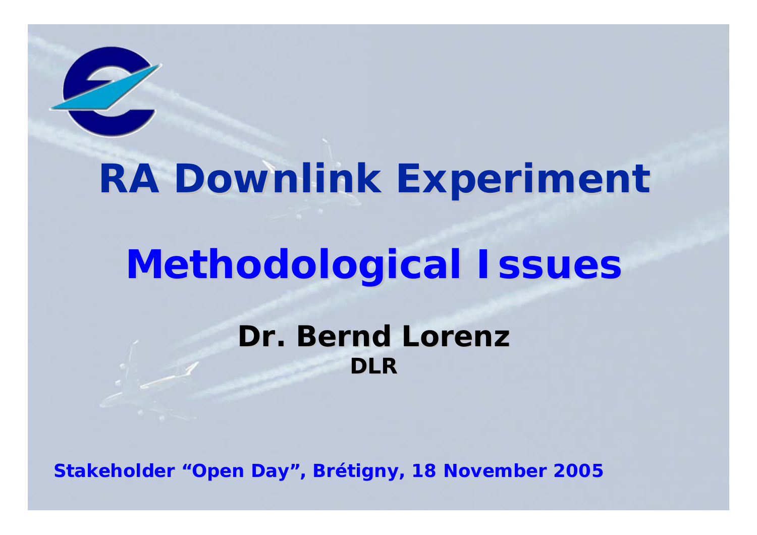# RA Downlink Experiment

# Methodological Issues

**Dr. Bernd Lorenz**

**DLR**

**Stakeholder “Open Day”, Brétigny, 18 November 2005**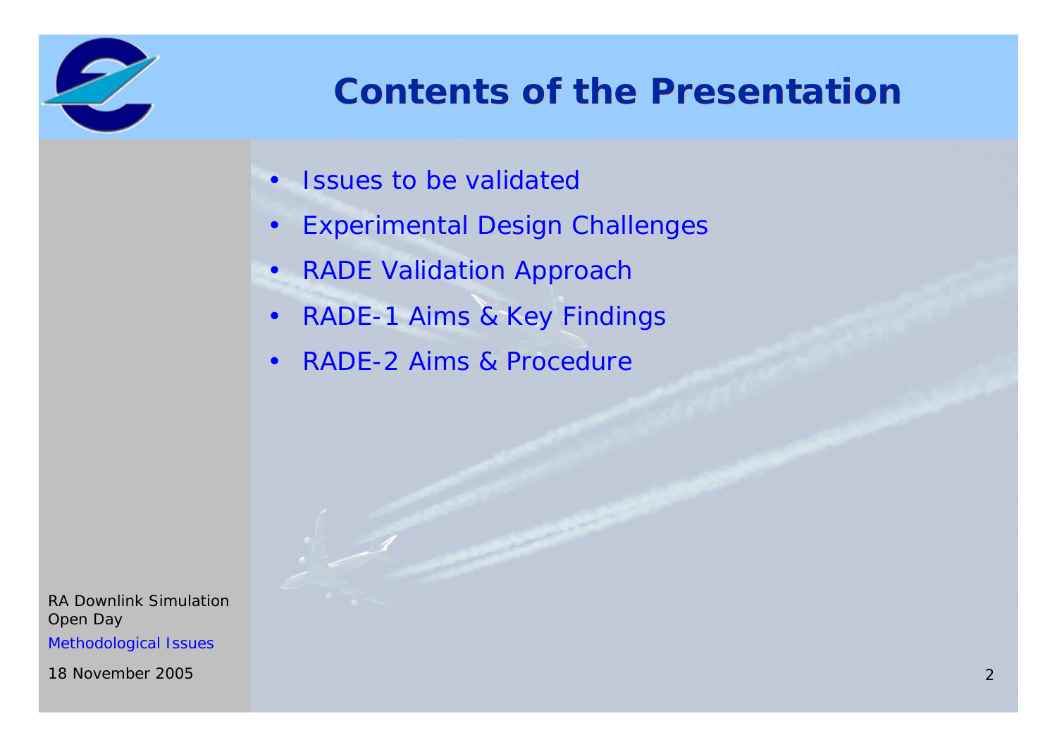# Contents of the Presentation

- Issues to be validated
- Experimental Design Challenges
- RADE Validation Approach
- RADE-1 Aims & Key Findings
- RADE-2 Aims & Procedure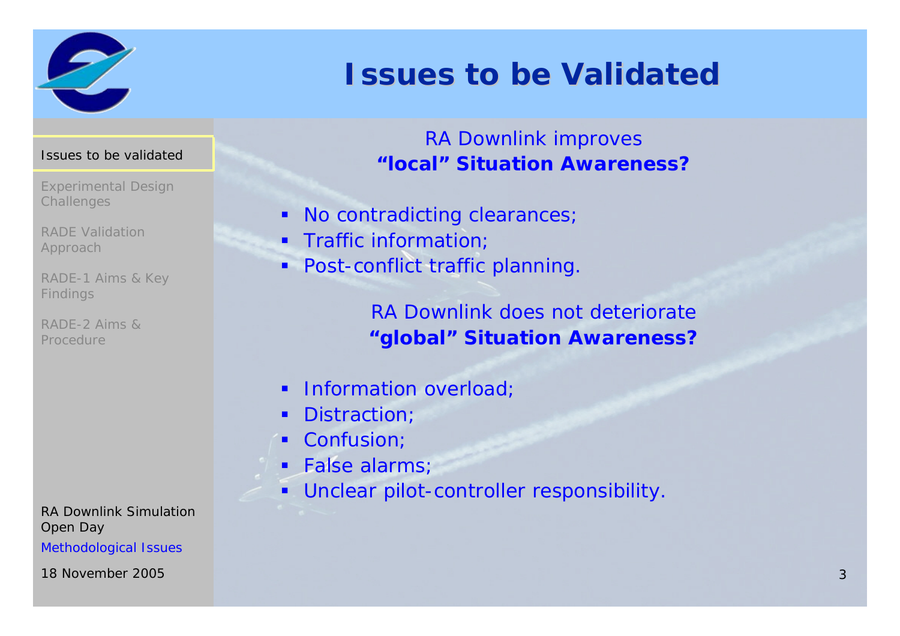# Issues to be Validated

- Issues to be validated
- Experimental Design Challenges
- RADE Validation Approach
- RADE-1 Aims & Key Findings
- RADE-2 Aims & Procedure

RA Downlink improves
**"local" Situation Awareness?**

- No contradicting clearances;
- Traffic information;
- Post-conflict traffic planning.

RA Downlink does not deteriorate
**"global" Situation Awareness?**

- Information overload;
- Distraction;
- Confusion;
- False alarms;
- Unclear pilot-controller responsibility.

RA Downlink Simulation Open Day

Methodological Issues

18 November 2005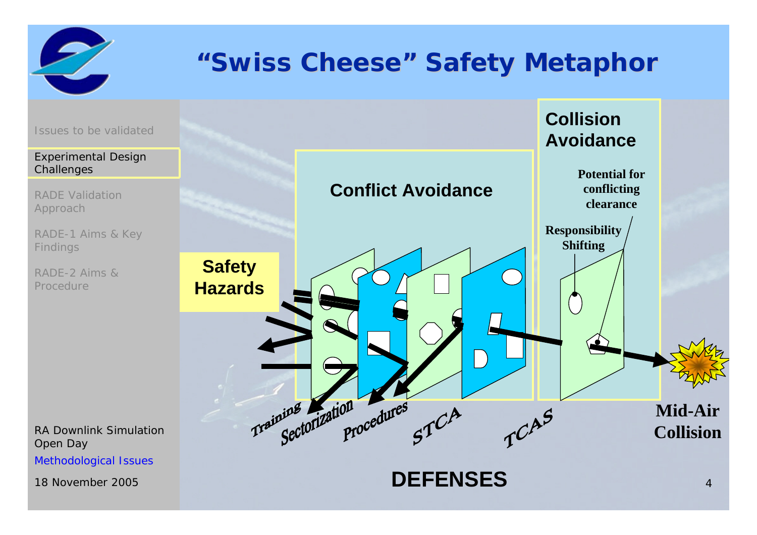# "Swiss Cheese" Safety Metaphor

Issues to be validated

Experimental Design Challenges

RADE Validation Approach

RADE-1 Aims & Key Findings

RADE-2 Aims & Procedure

RA Downlink Simulation Open Day

Methodological Issues

18 November 2005

**Safety Hazards**

**Conflict Avoidance**

**Collision Avoidance**

**Potential for conflicting clearance**

**Responsibility Shifting**

*Training*

*Sectorization*

*Procedures*

*STCA*

*TCAS*

**Mid-Air Collision**

**DEFENSES**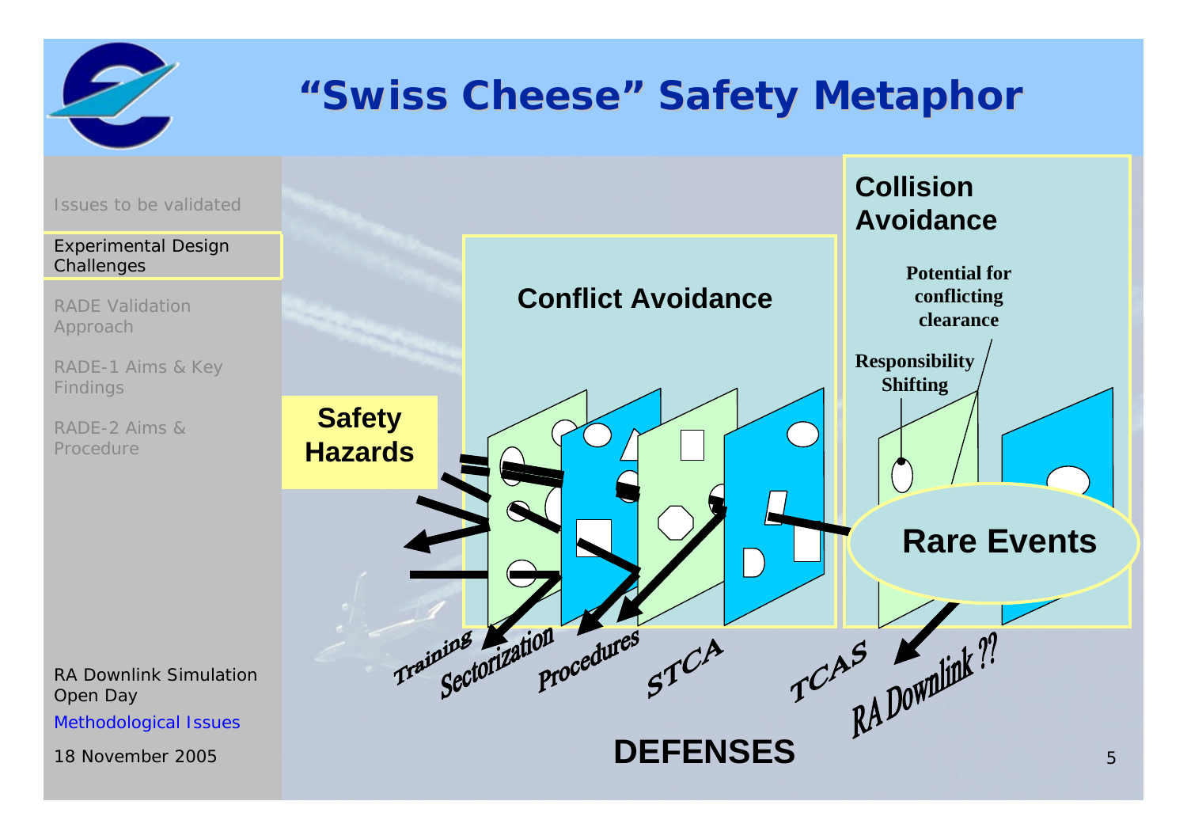# "Swiss Cheese" Safety Metaphor

Issues to be validated

Experimental Design Challenges

RADE Validation Approach

RADE-1 Aims & Key Findings

RADE-2 Aims & Procedure

RA Downlink Simulation Open Day

Methodological Issues

18 November 2005

**Safety Hazards**

**Conflict Avoidance**

**Collision Avoidance**

**Potential for conflicting clearance**

**Responsibility Shifting**

**Rare Events**

Training, Sectorization, Procedures, STCA, TCAS, RA Downlink ??

**DEFENSES**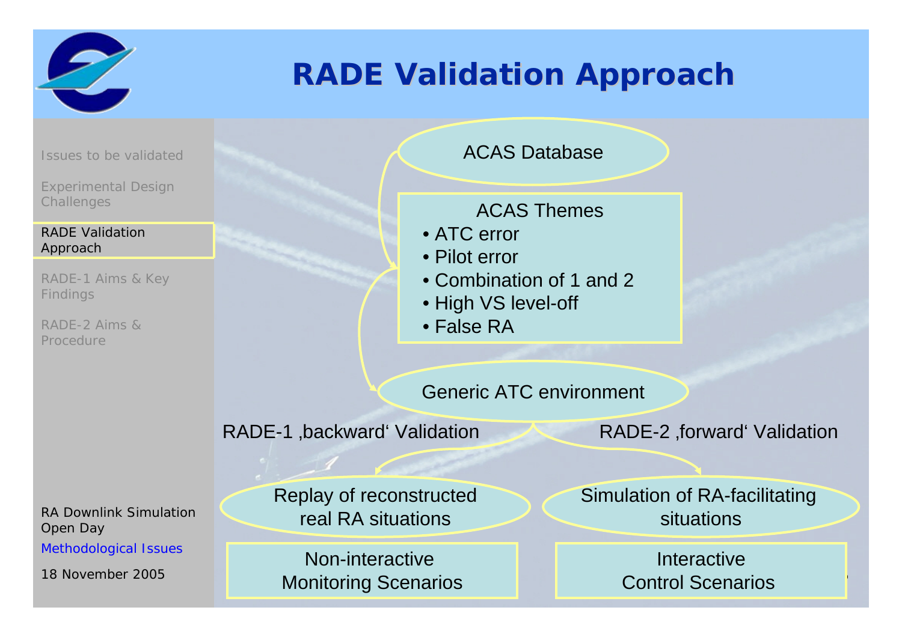# RADE Validation Approach

- Issues to be validated
- Experimental Design Challenges
- **RADE Validation Approach**
- RADE-1 Aims & Key Findings
- RADE-2 Aims & Procedure

RA Downlink Simulation Open Day

Methodological Issues

18 November 2005

ACAS Database

ACAS Themes

- ATC error
- Pilot error
- Combination of 1 and 2
- High VS level-off
- False RA

Generic ATC environment

RADE-1 ‚backward' Validation

RADE-2 ‚forward' Validation

Replay of reconstructed real RA situations

Simulation of RA-facilitating situations

Non-interactive Monitoring Scenarios

Interactive Control Scenarios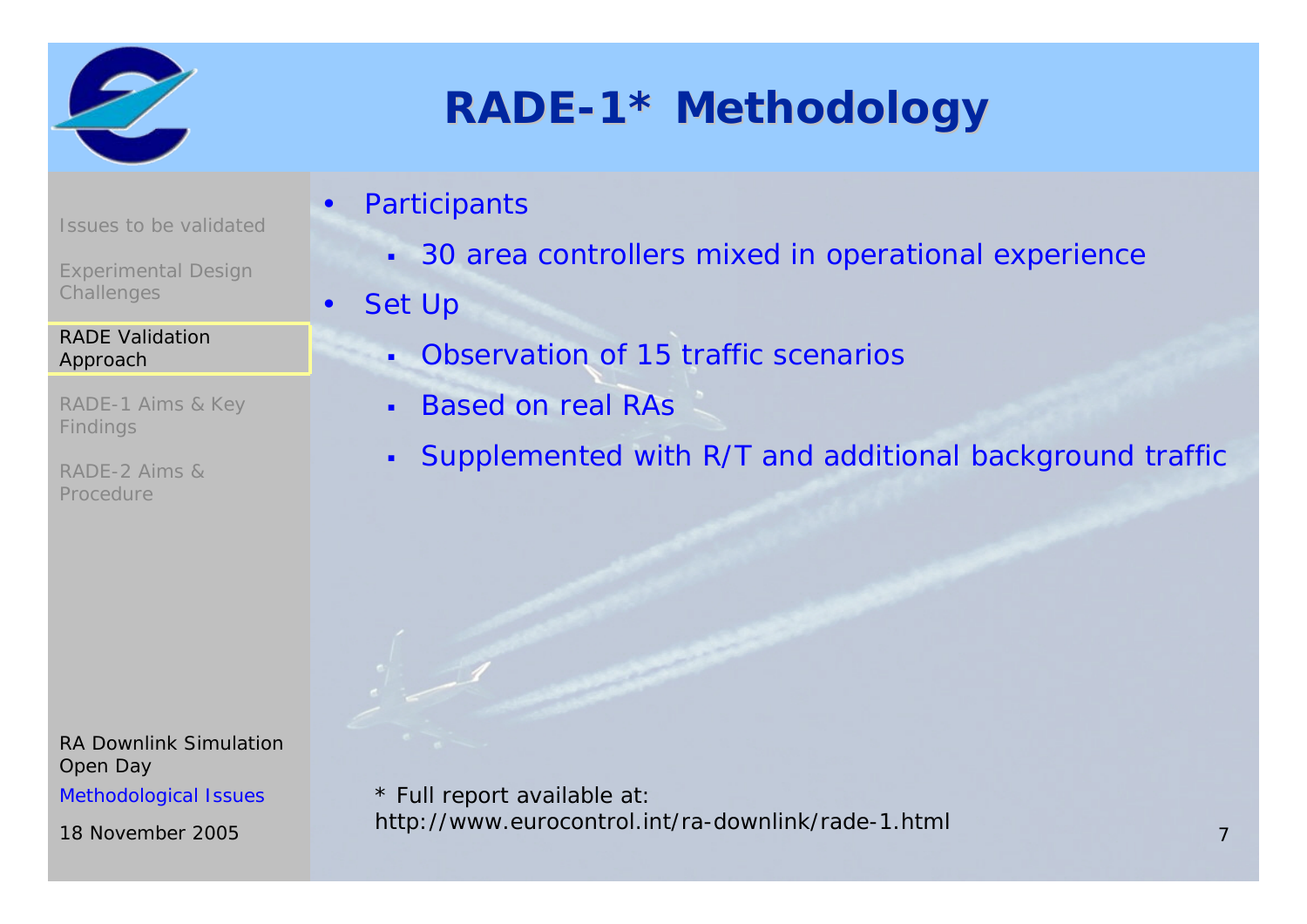# RADE-1* Methodology

- Participants
  - 30 area controllers mixed in operational experience
- Set Up
  - Observation of 15 traffic scenarios
  - Based on real RAs
  - Supplemented with R/T and additional background traffic

\* Full report available at: http://www.eurocontrol.int/ra-downlink/rade-1.html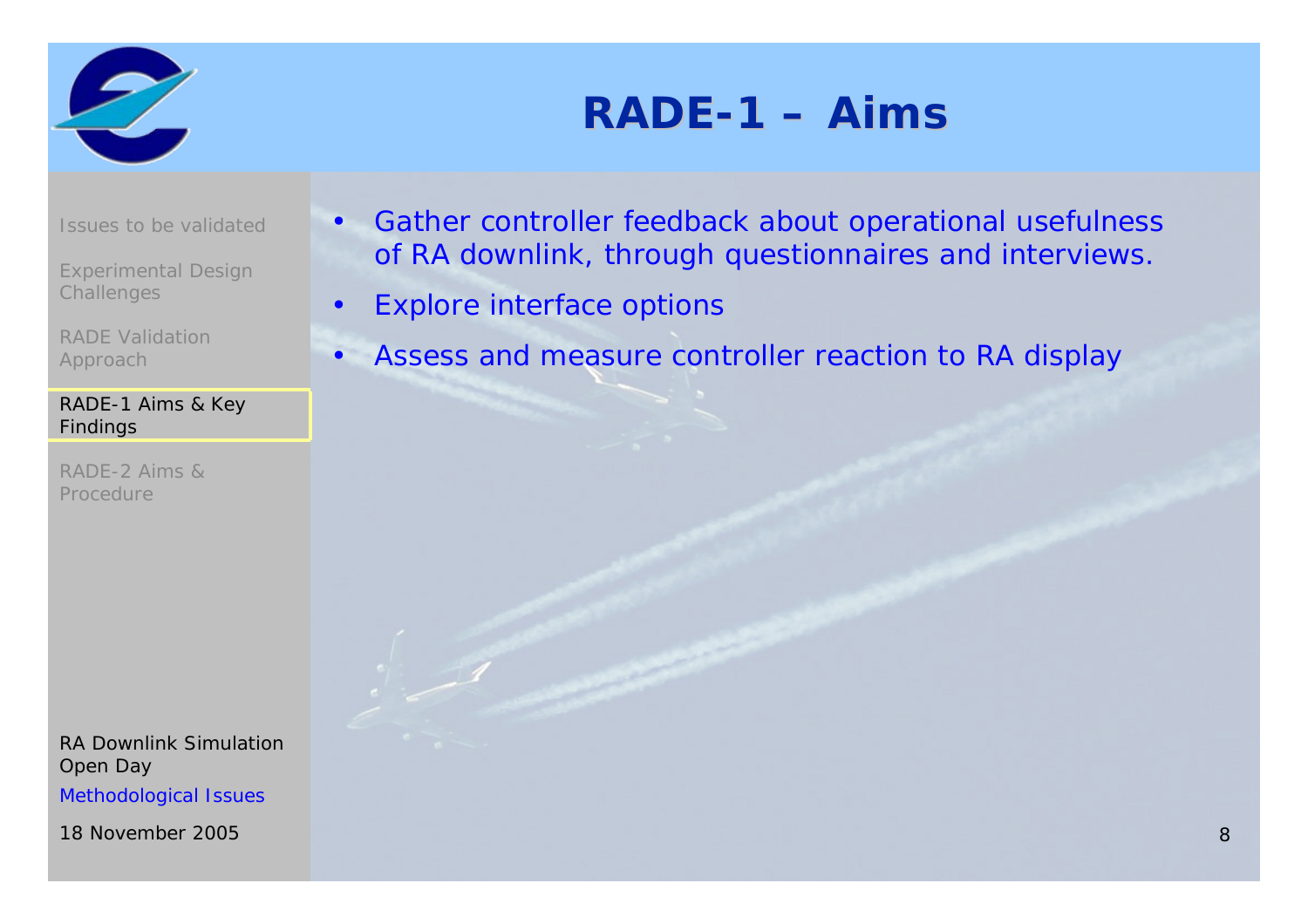# RADE-1 – Aims

- Issues to be validated
- Experimental Design Challenges
- RADE Validation Approach
- **RADE-1 Aims & Key Findings**
- RADE-2 Aims & Procedure

---

- Gather controller feedback about operational usefulness of RA downlink, through questionnaires and interviews.
- Explore interface options
- Assess and measure controller reaction to RA display

RA Downlink Simulation Open Day

Methodological Issues

18 November 2005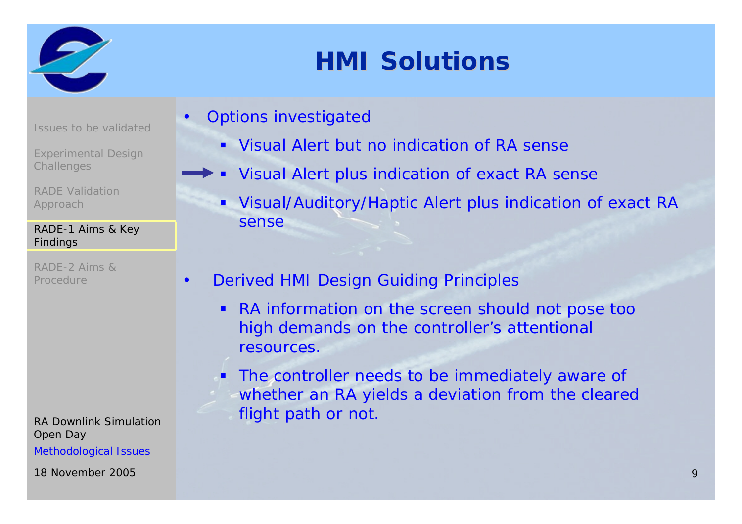# HMI Solutions

- Options investigated
  - Visual Alert but no indication of RA sense
  - → Visual Alert plus indication of exact RA sense
  - Visual/Auditory/Haptic Alert plus indication of exact RA sense

- Derived HMI Design Guiding Principles
  - RA information on the screen should not pose too high demands on the controller's attentional resources.
  - The controller needs to be immediately aware of whether an RA yields a deviation from the cleared flight path or not.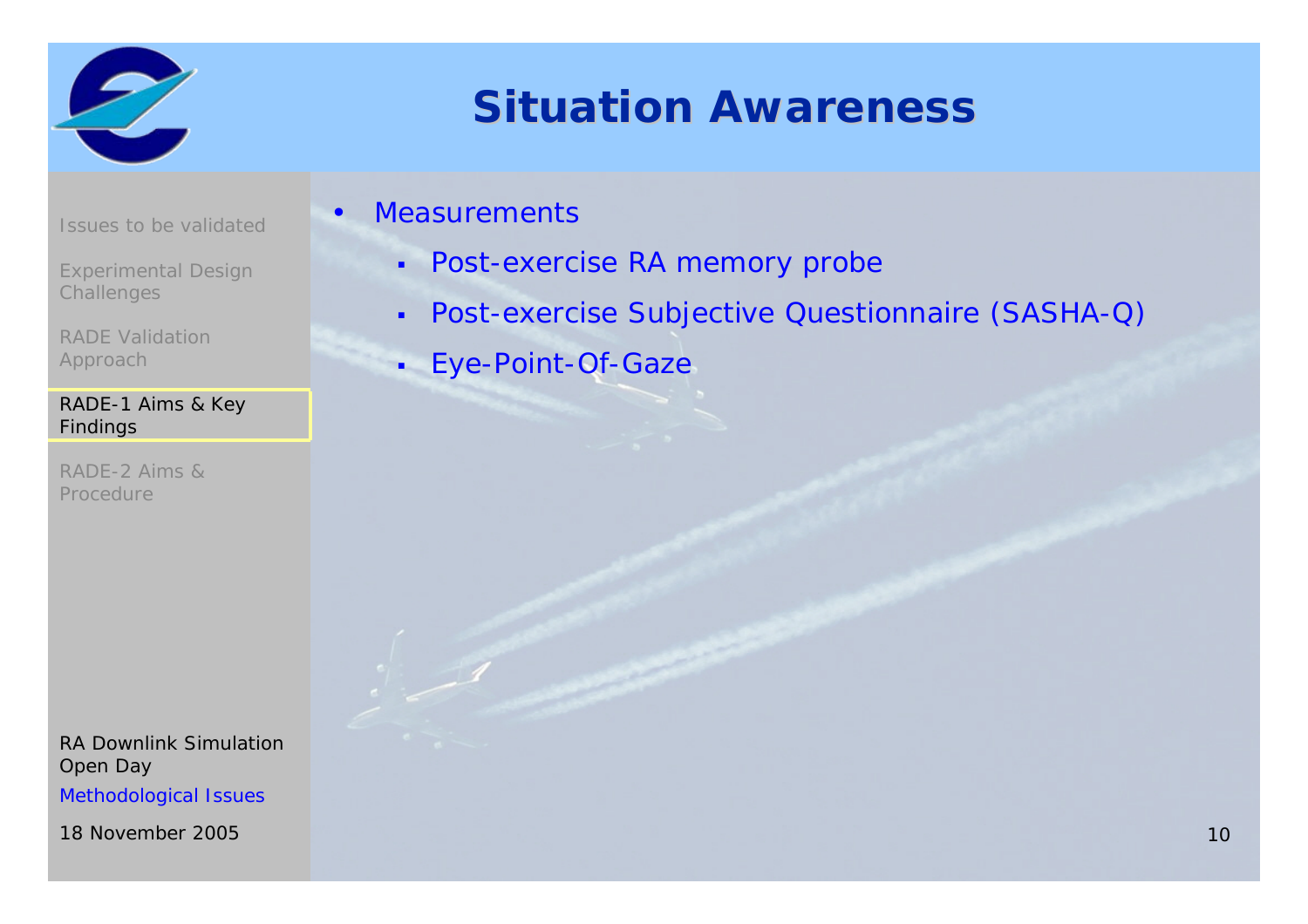# Situation Awareness

- Issues to be validated
- Experimental Design Challenges
- RADE Validation Approach
- RADE-1 Aims & Key Findings
- RADE-2 Aims & Procedure

- Measurements
  - Post-exercise RA memory probe
  - Post-exercise Subjective Questionnaire (SASHA-Q)
  - Eye-Point-Of-Gaze

RA Downlink Simulation Open Day

Methodological Issues

18 November 2005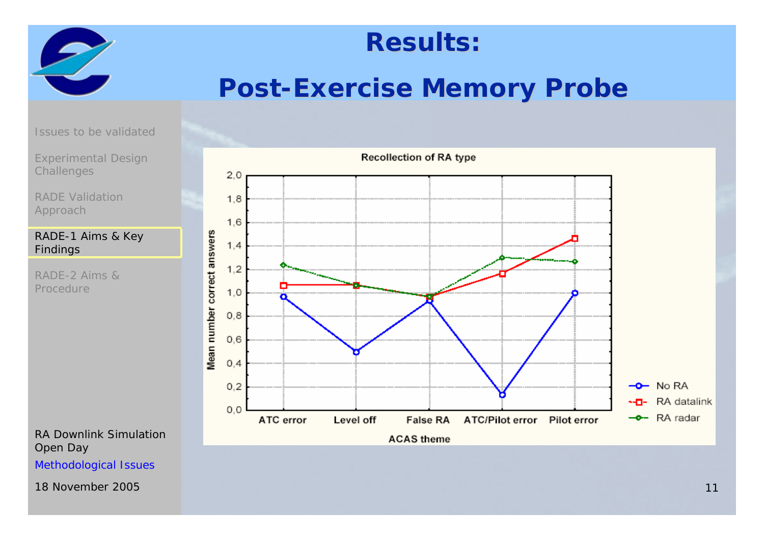# Results:

## Post-Exercise Memory Probe

- Issues to be validated
- Experimental Design Challenges
- RADE Validation Approach
- **RADE-1 Aims & Key Findings**
- RADE-2 Aims & Procedure

**Recollection of RA type**

Mean number correct answers by ACAS theme:

| ACAS theme | No RA | RA datalink | RA radar |
|---|---|---|---|
| ATC error | 0,97 | 1,07 | 1,24 |
| Level off | 0,50 | 1,07 | 1,06 |
| False RA | 0,93 | 0,97 | 0,97 |
| ATC/Pilot error | 0,13 | 1,17 | 1,30 |
| Pilot error | 1,00 | 1,47 | 1,27 |

RA Downlink Simulation Open Day

Methodological Issues

18 November 2005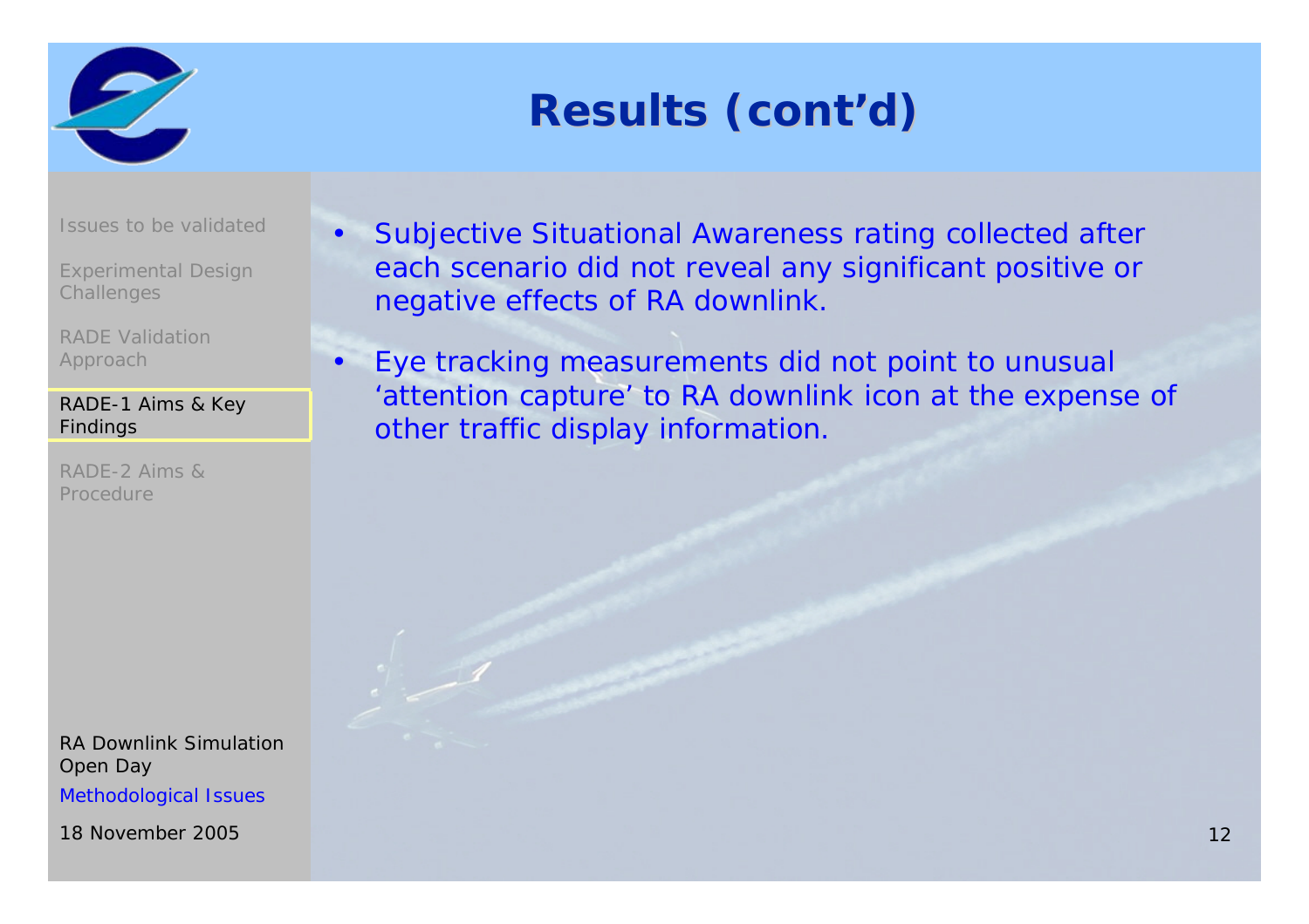# Results (cont'd)

- Issues to be validated
- Experimental Design Challenges
- RADE Validation Approach
- **RADE-1 Aims & Key Findings**
- RADE-2 Aims & Procedure

- Subjective Situational Awareness rating collected after each scenario did not reveal any significant positive or negative effects of RA downlink.
- Eye tracking measurements did not point to unusual 'attention capture' to RA downlink icon at the expense of other traffic display information.

RA Downlink Simulation Open Day

Methodological Issues

18 November 2005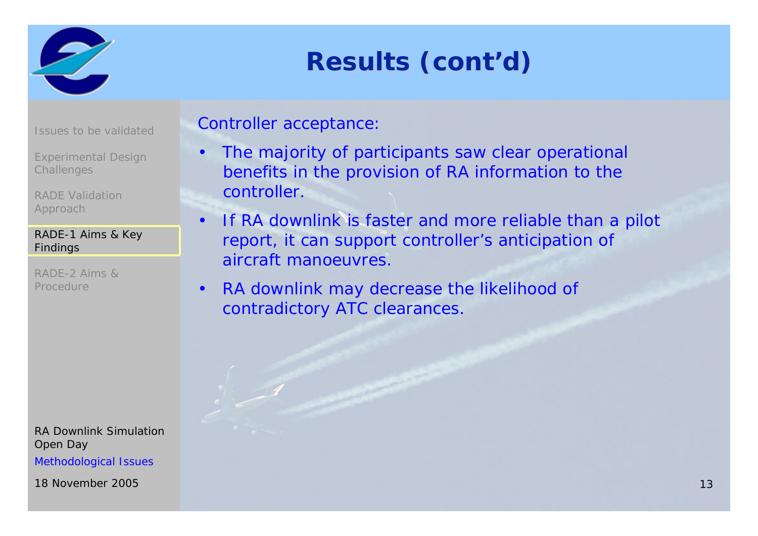# Results (cont'd)

Controller acceptance:

- The majority of participants saw clear operational benefits in the provision of RA information to the controller.
- If RA downlink is faster and more reliable than a pilot report, it can support controller's anticipation of aircraft manoeuvres.
- RA downlink may decrease the likelihood of contradictory ATC clearances.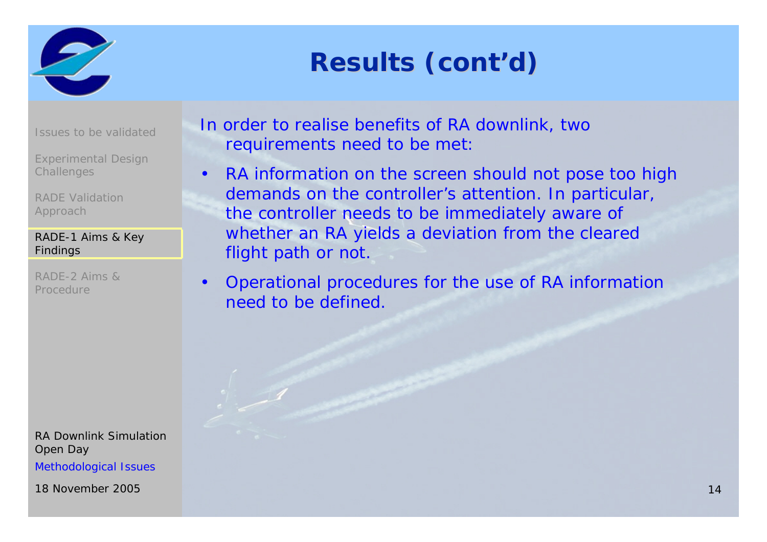# Results (cont'd)

Issues to be validated

Experimental Design Challenges

RADE Validation Approach

RADE-1 Aims & Key Findings

RADE-2 Aims & Procedure

In order to realise benefits of RA downlink, two requirements need to be met:

- RA information on the screen should not pose too high demands on the controller's attention. In particular, the controller needs to be immediately aware of whether an RA yields a deviation from the cleared flight path or not.
- Operational procedures for the use of RA information need to be defined.

RA Downlink Simulation Open Day

Methodological Issues

18 November 2005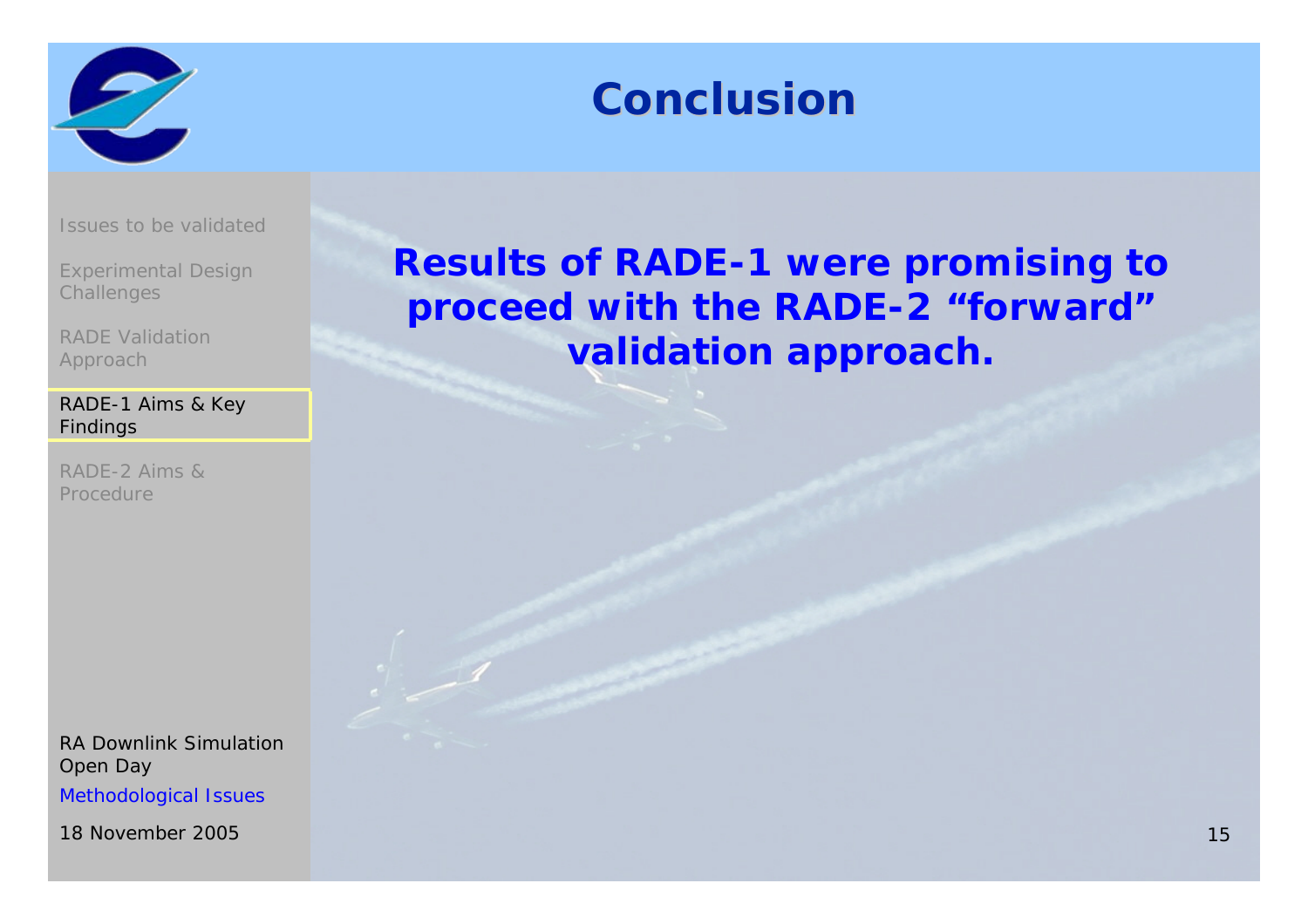# Conclusion

- Issues to be validated
- Experimental Design Challenges
- RADE Validation Approach
- RADE-1 Aims & Key Findings
- RADE-2 Aims & Procedure

**Results of RADE-1 were promising to proceed with the RADE-2 "forward" validation approach.**

RA Downlink Simulation Open Day

Methodological Issues

18 November 2005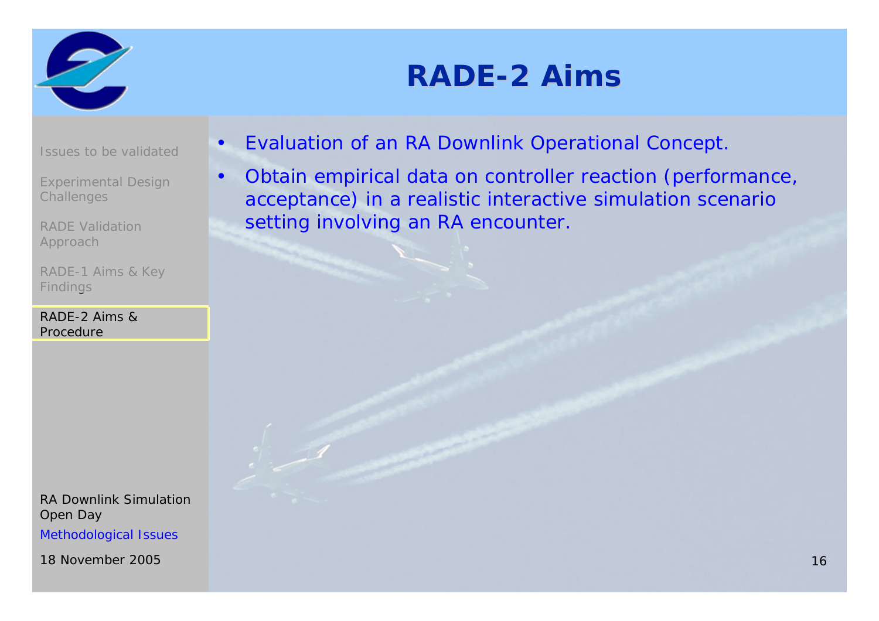# RADE-2 Aims

- Evaluation of an RA Downlink Operational Concept.
- Obtain empirical data on controller reaction (performance, acceptance) in a realistic interactive simulation scenario setting involving an RA encounter.

Issues to be validated

Experimental Design Challenges

RADE Validation Approach

RADE-1 Aims & Key Findings

RADE-2 Aims & Procedure

RA Downlink Simulation Open Day

Methodological Issues

18 November 2005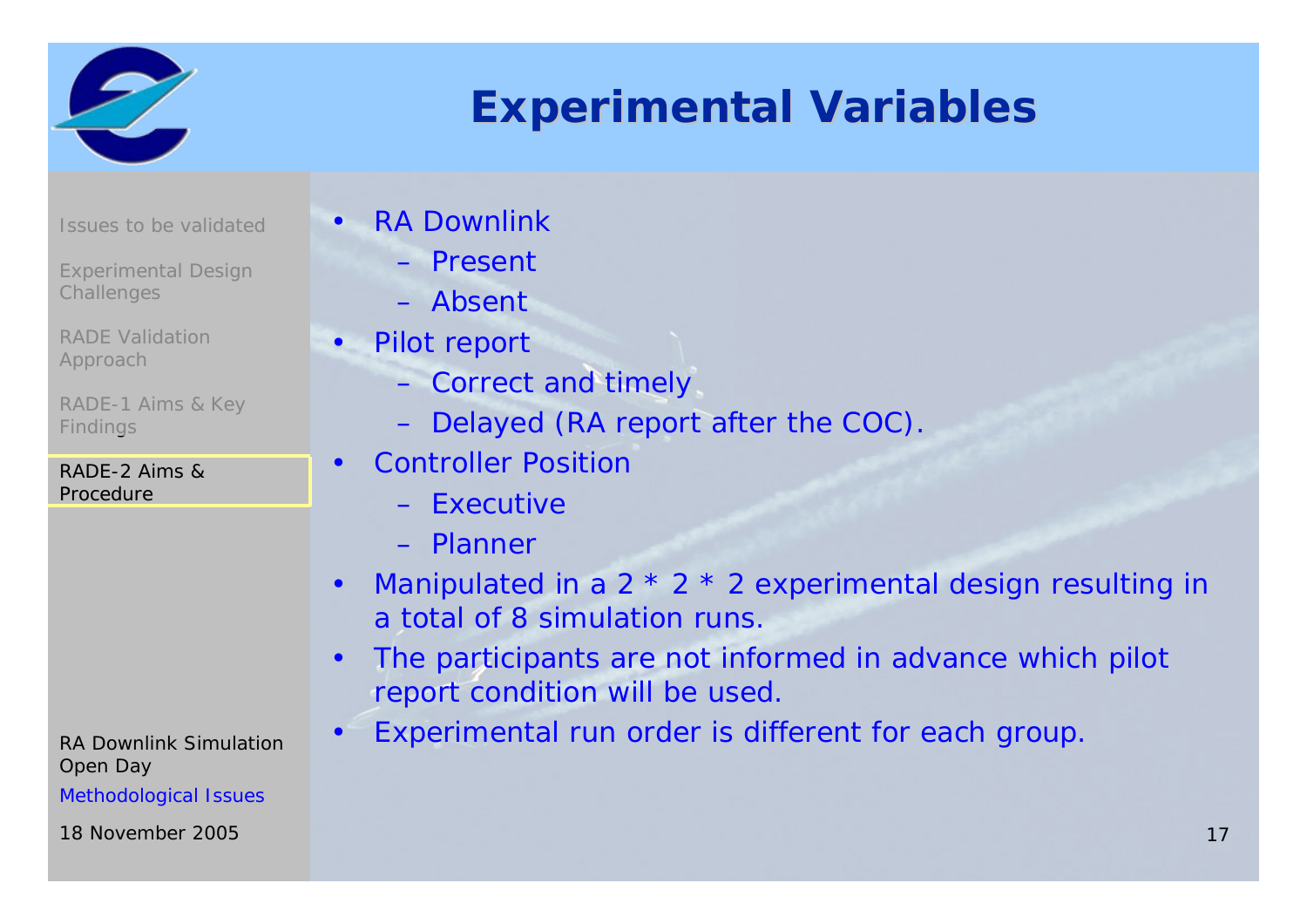# Experimental Variables

- RA Downlink
  - Present
  - Absent
- Pilot report
  - Correct and timely
  - Delayed (RA report after the COC).
- Controller Position
  - Executive
  - Planner
- Manipulated in a 2 * 2 * 2 experimental design resulting in a total of 8 simulation runs.
- The participants are not informed in advance which pilot report condition will be used.
- Experimental run order is different for each group.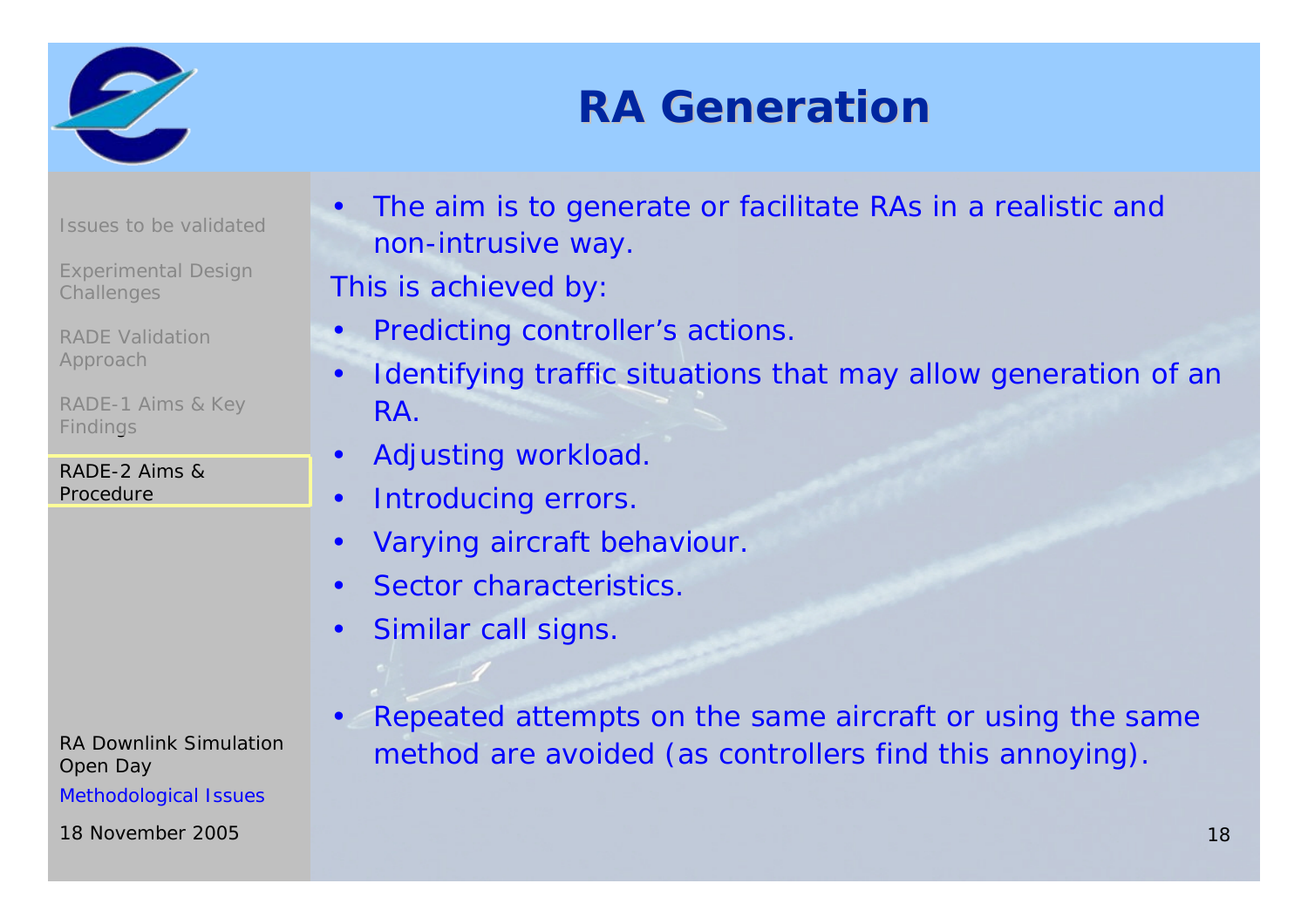# RA Generation

- The aim is to generate or facilitate RAs in a realistic and non-intrusive way.

This is achieved by:

- Predicting controller's actions.
- Identifying traffic situations that may allow generation of an RA.
- Adjusting workload.
- Introducing errors.
- Varying aircraft behaviour.
- Sector characteristics.
- Similar call signs.

- Repeated attempts on the same aircraft or using the same method are avoided (as controllers find this annoying).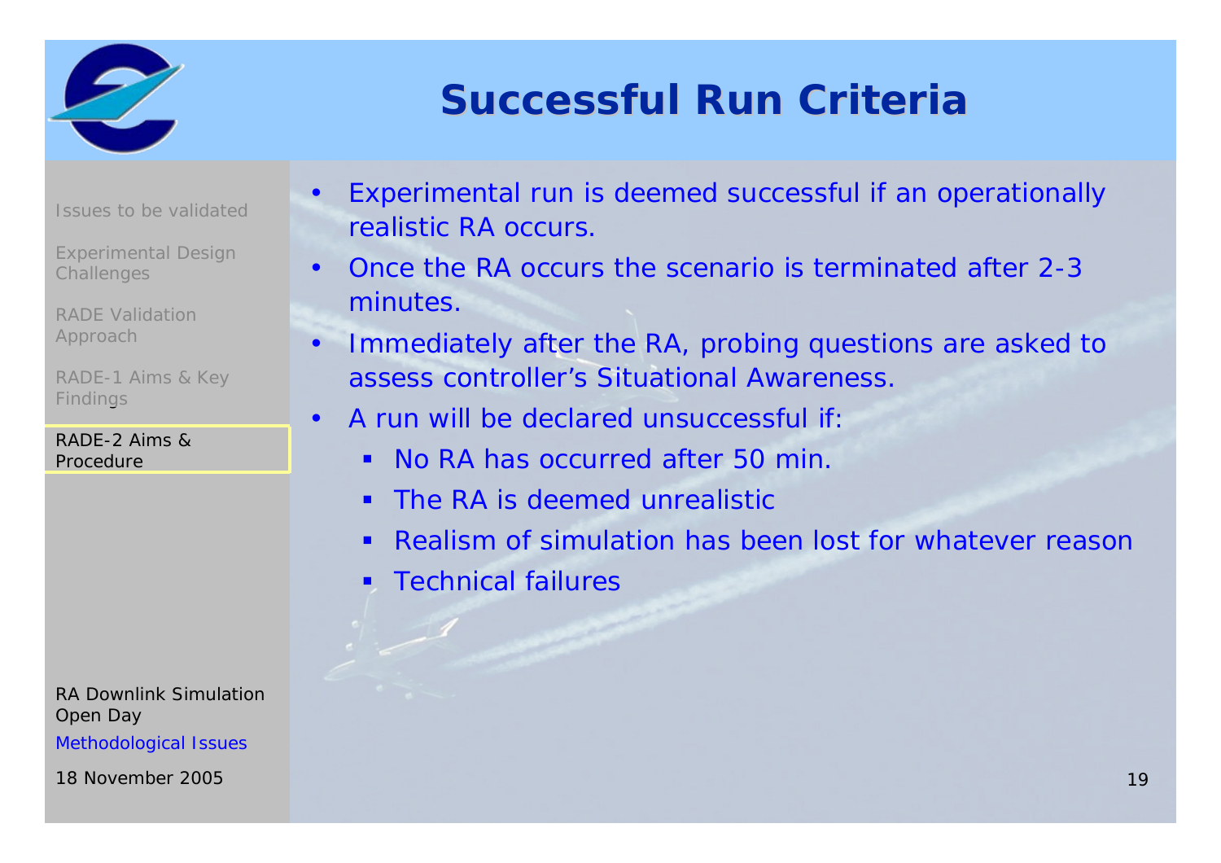# Successful Run Criteria

- Issues to be validated
- Experimental Design Challenges
- RADE Validation Approach
- RADE-1 Aims & Key Findings
- RADE-2 Aims & Procedure

- Experimental run is deemed successful if an operationally realistic RA occurs.
- Once the RA occurs the scenario is terminated after 2-3 minutes.
- Immediately after the RA, probing questions are asked to assess controller's Situational Awareness.
- A run will be declared unsuccessful if:
  - No RA has occurred after 50 min.
  - The RA is deemed unrealistic
  - Realism of simulation has been lost for whatever reason
  - Technical failures

RA Downlink Simulation Open Day

Methodological Issues

18 November 2005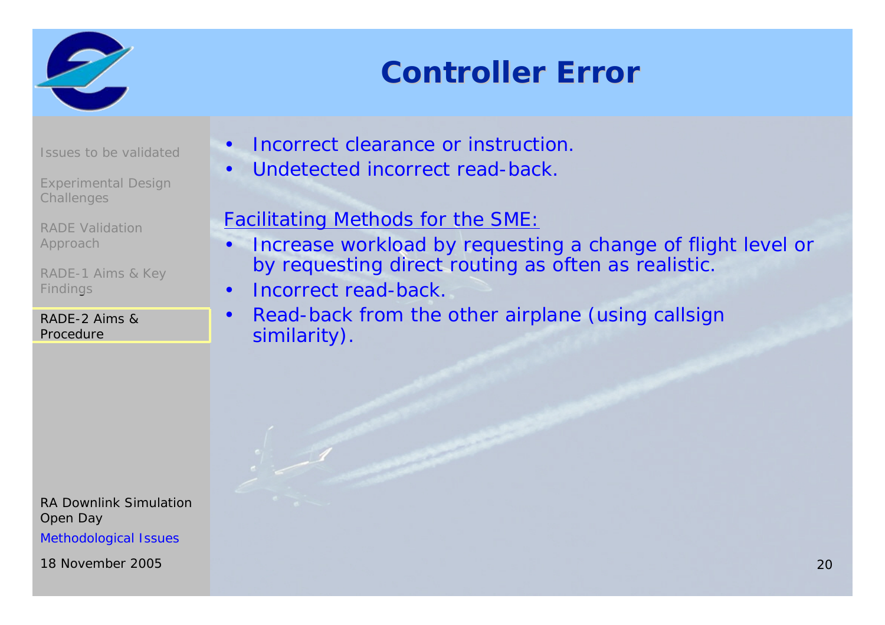# Controller Error

- Incorrect clearance or instruction.
- Undetected incorrect read-back.

Facilitating Methods for the SME:

- Increase workload by requesting a change of flight level or by requesting direct routing as often as realistic.
- Incorrect read-back.
- Read-back from the other airplane (using callsign similarity).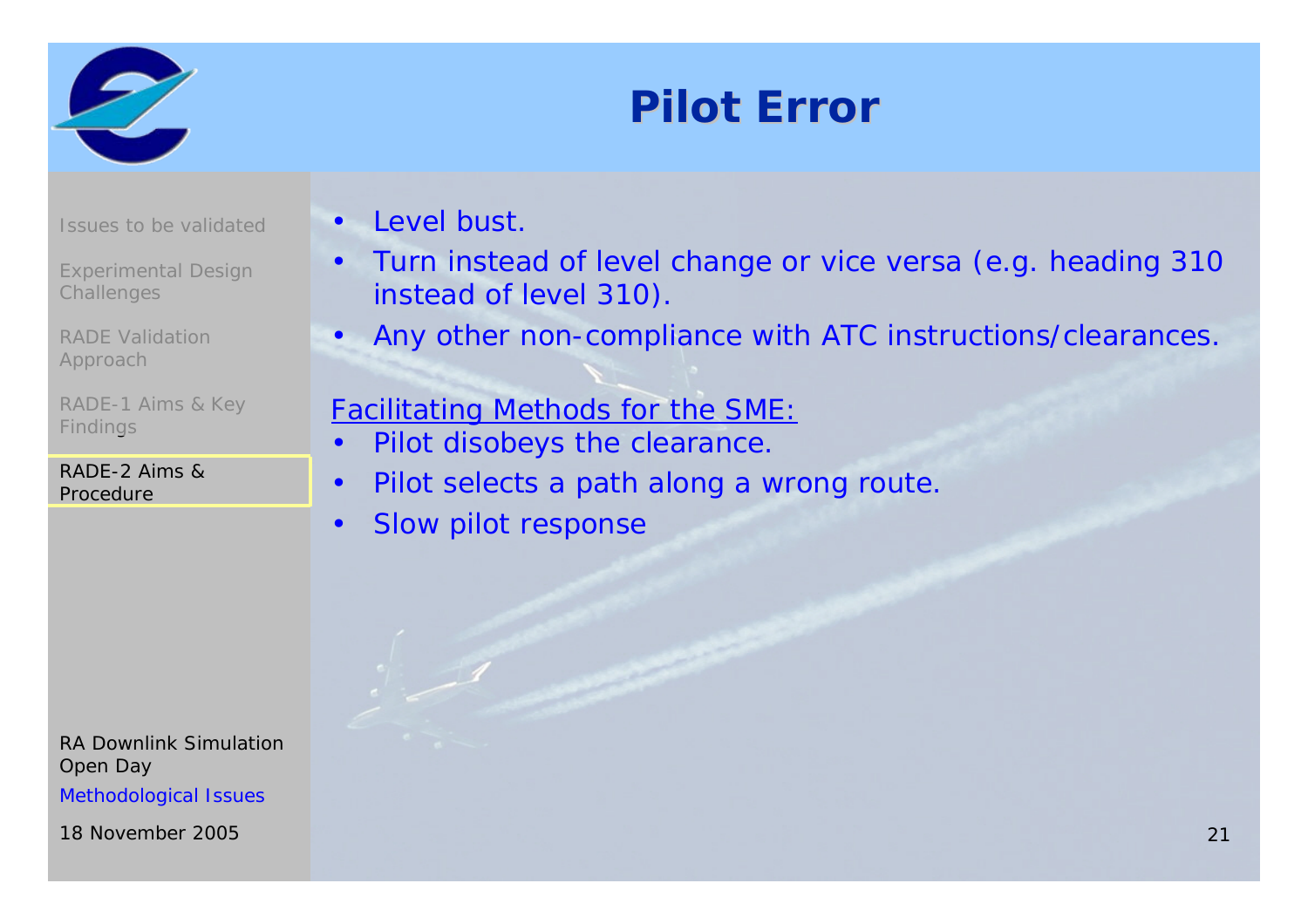# Pilot Error

- Level bust.
- Turn instead of level change or vice versa (e.g. heading 310 instead of level 310).
- Any other non-compliance with ATC instructions/clearances.

Facilitating Methods for the SME:

- Pilot disobeys the clearance.
- Pilot selects a path along a wrong route.
- Slow pilot response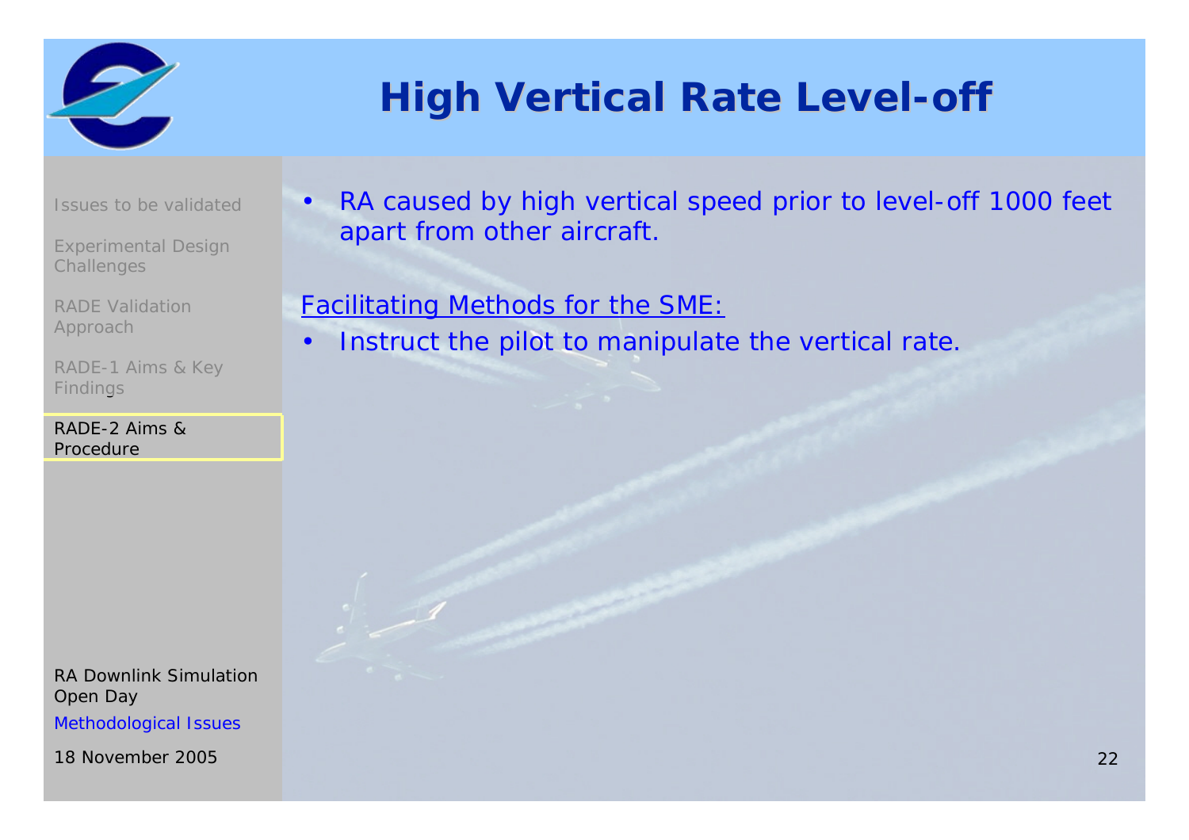# High Vertical Rate Level-off

- RA caused by high vertical speed prior to level-off 1000 feet apart from other aircraft.

Facilitating Methods for the SME:

- Instruct the pilot to manipulate the vertical rate.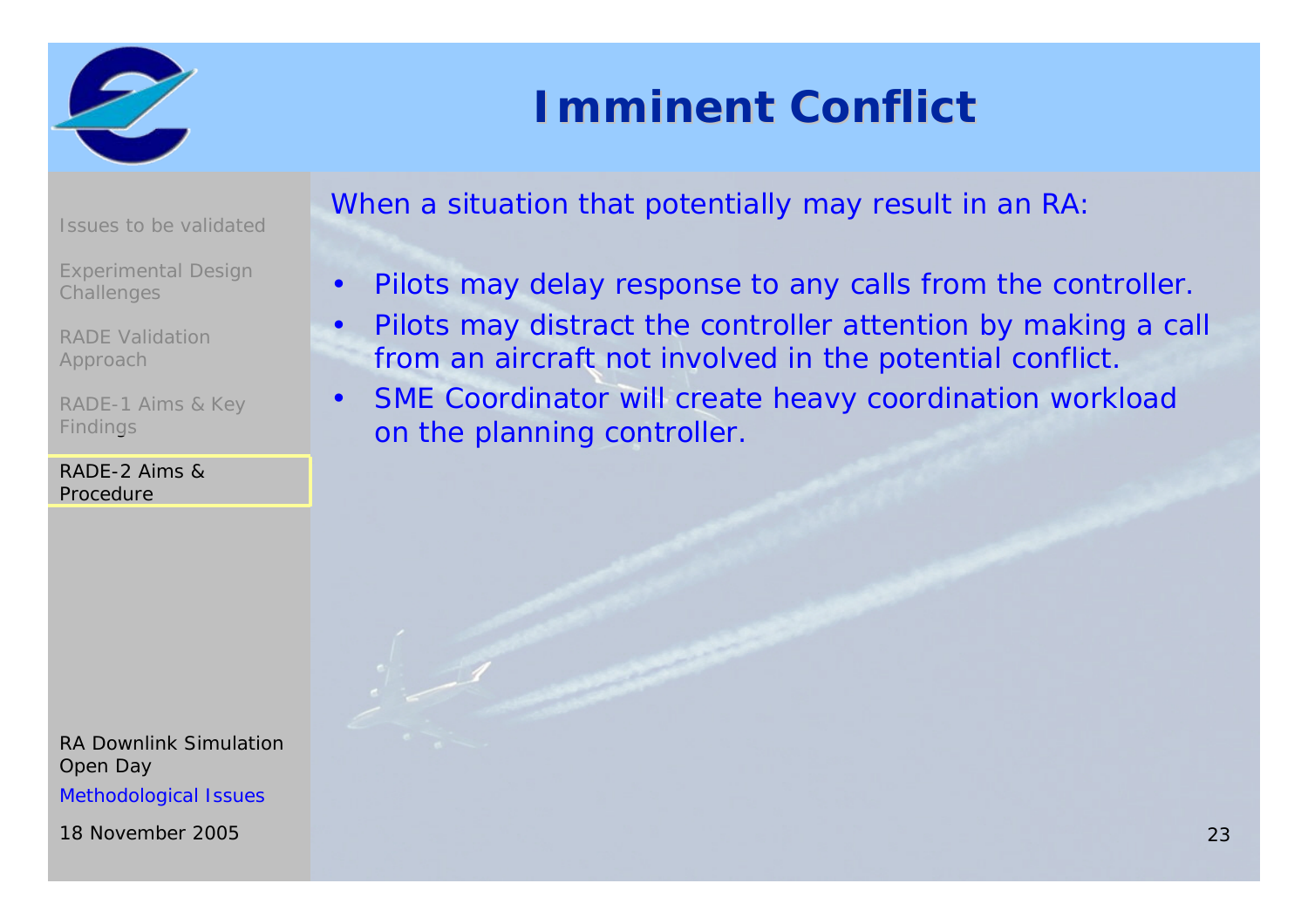# Imminent Conflict

When a situation that potentially may result in an RA:

- Pilots may delay response to any calls from the controller.
- Pilots may distract the controller attention by making a call from an aircraft not involved in the potential conflict.
- SME Coordinator will create heavy coordination workload on the planning controller.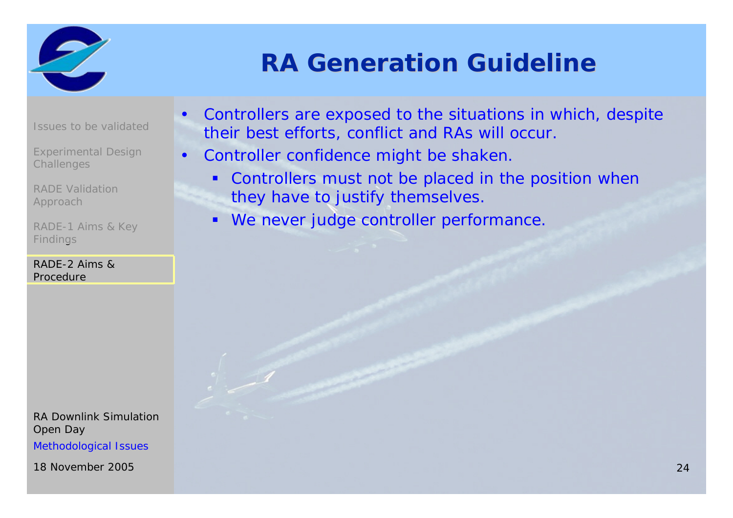# RA Generation Guideline

- Controllers are exposed to the situations in which, despite their best efforts, conflict and RAs will occur.
- Controller confidence might be shaken.
  - Controllers must not be placed in the position when they have to justify themselves.
  - We never judge controller performance.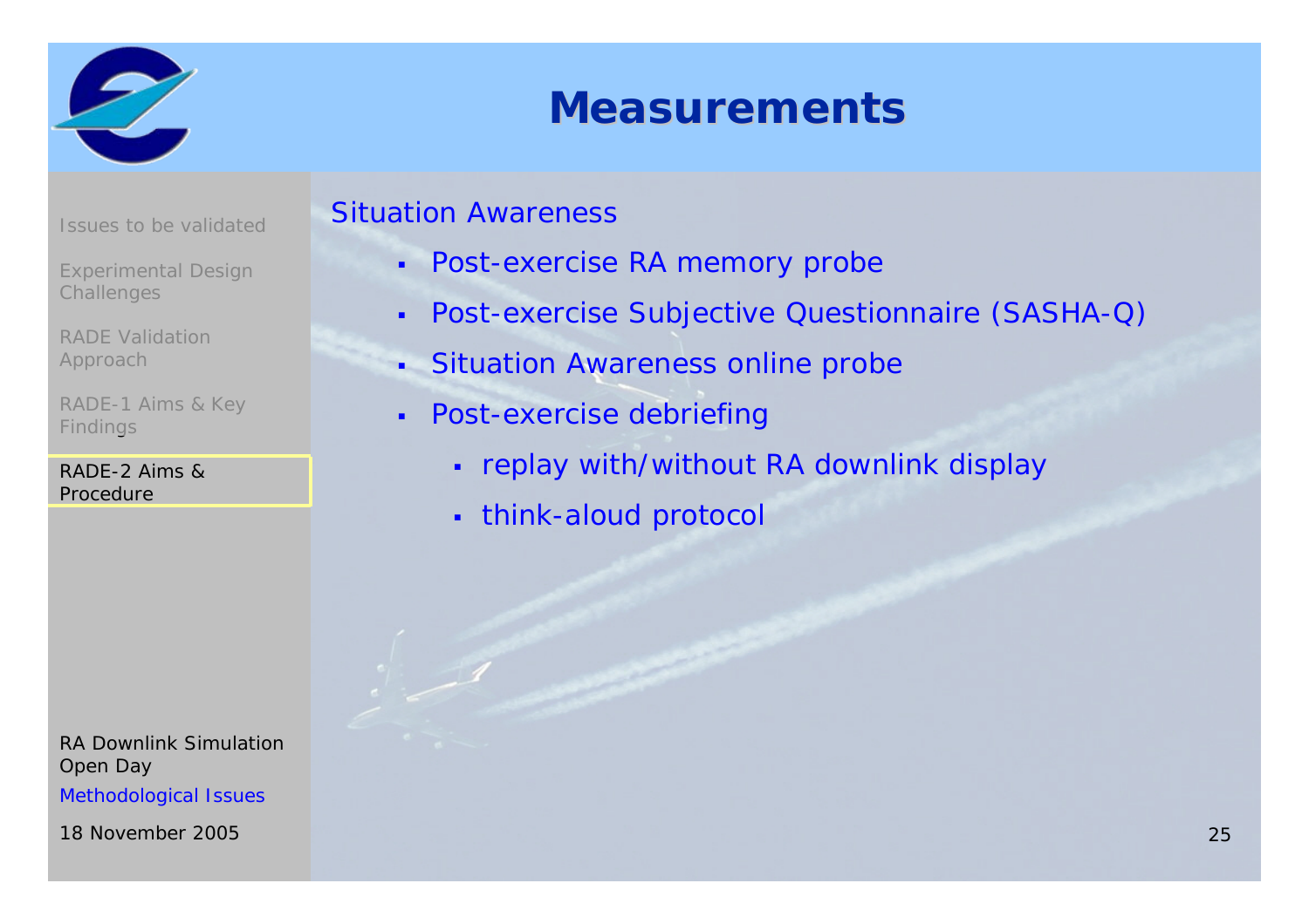# Measurements

Issues to be validated

Experimental Design Challenges

RADE Validation Approach

RADE-1 Aims & Key Findings

RADE-2 Aims & Procedure

Situation Awareness

- Post-exercise RA memory probe
- Post-exercise Subjective Questionnaire (SASHA-Q)
- Situation Awareness online probe
- Post-exercise debriefing
  - replay with/without RA downlink display
  - think-aloud protocol

RA Downlink Simulation Open Day

Methodological Issues

18 November 2005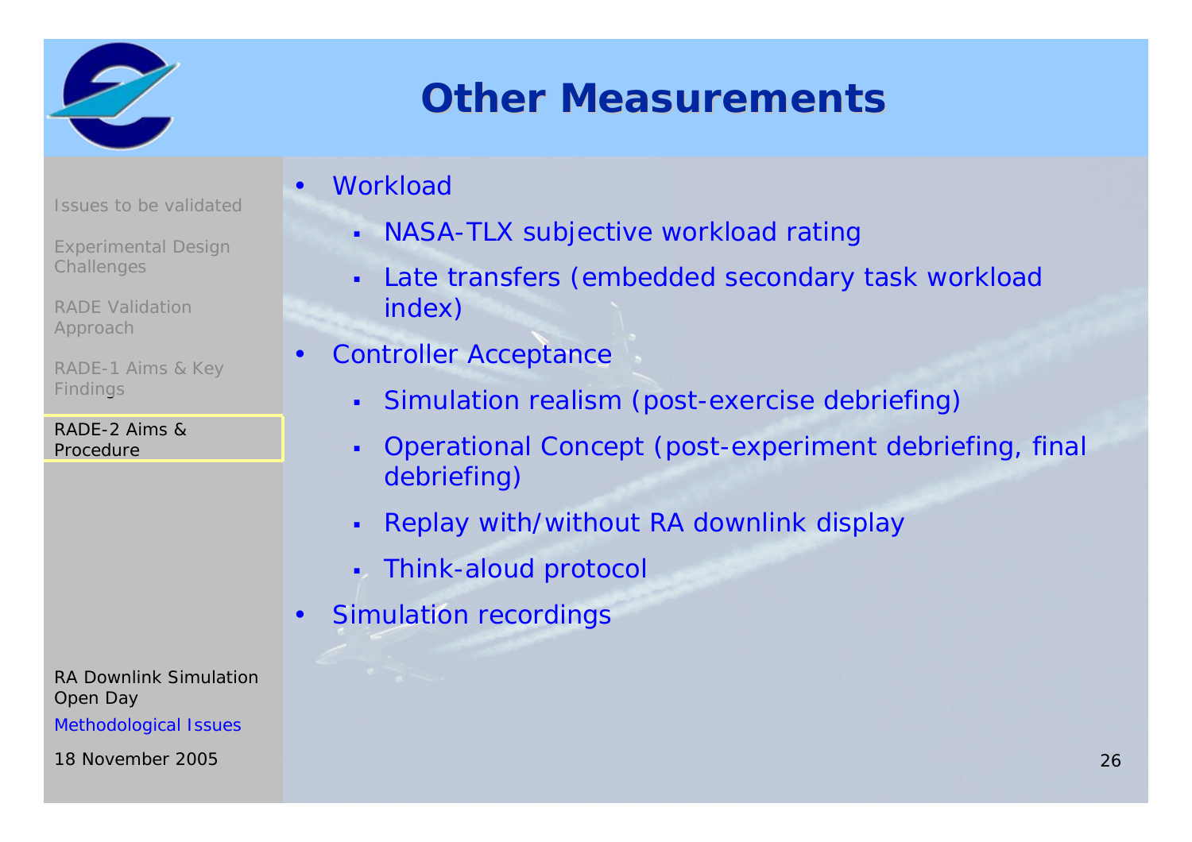# Other Measurements

- Workload
  - NASA-TLX subjective workload rating
  - Late transfers (embedded secondary task workload index)
- Controller Acceptance
  - Simulation realism (post-exercise debriefing)
  - Operational Concept (post-experiment debriefing, final debriefing)
  - Replay with/without RA downlink display
  - Think-aloud protocol
- Simulation recordings

Issues to be validated

Experimental Design Challenges

RADE Validation Approach

RADE-1 Aims & Key Findings

RADE-2 Aims & Procedure

RA Downlink Simulation Open Day

Methodological Issues

18 November 2005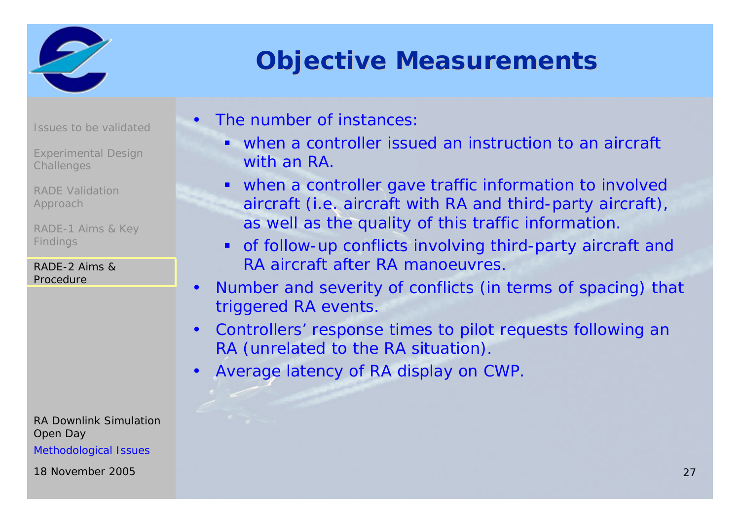# Objective Measurements

Issues to be validated

Experimental Design Challenges

RADE Validation Approach

RADE-1 Aims & Key Findings

RADE-2 Aims & Procedure

- The number of instances:
  - when a controller issued an instruction to an aircraft with an RA.
  - when a controller gave traffic information to involved aircraft (i.e. aircraft with RA and third-party aircraft), as well as the quality of this traffic information.
  - of follow-up conflicts involving third-party aircraft and RA aircraft after RA manoeuvres.
- Number and severity of conflicts (in terms of spacing) that triggered RA events.
- Controllers' response times to pilot requests following an RA (unrelated to the RA situation).
- Average latency of RA display on CWP.

RA Downlink Simulation Open Day

Methodological Issues

18 November 2005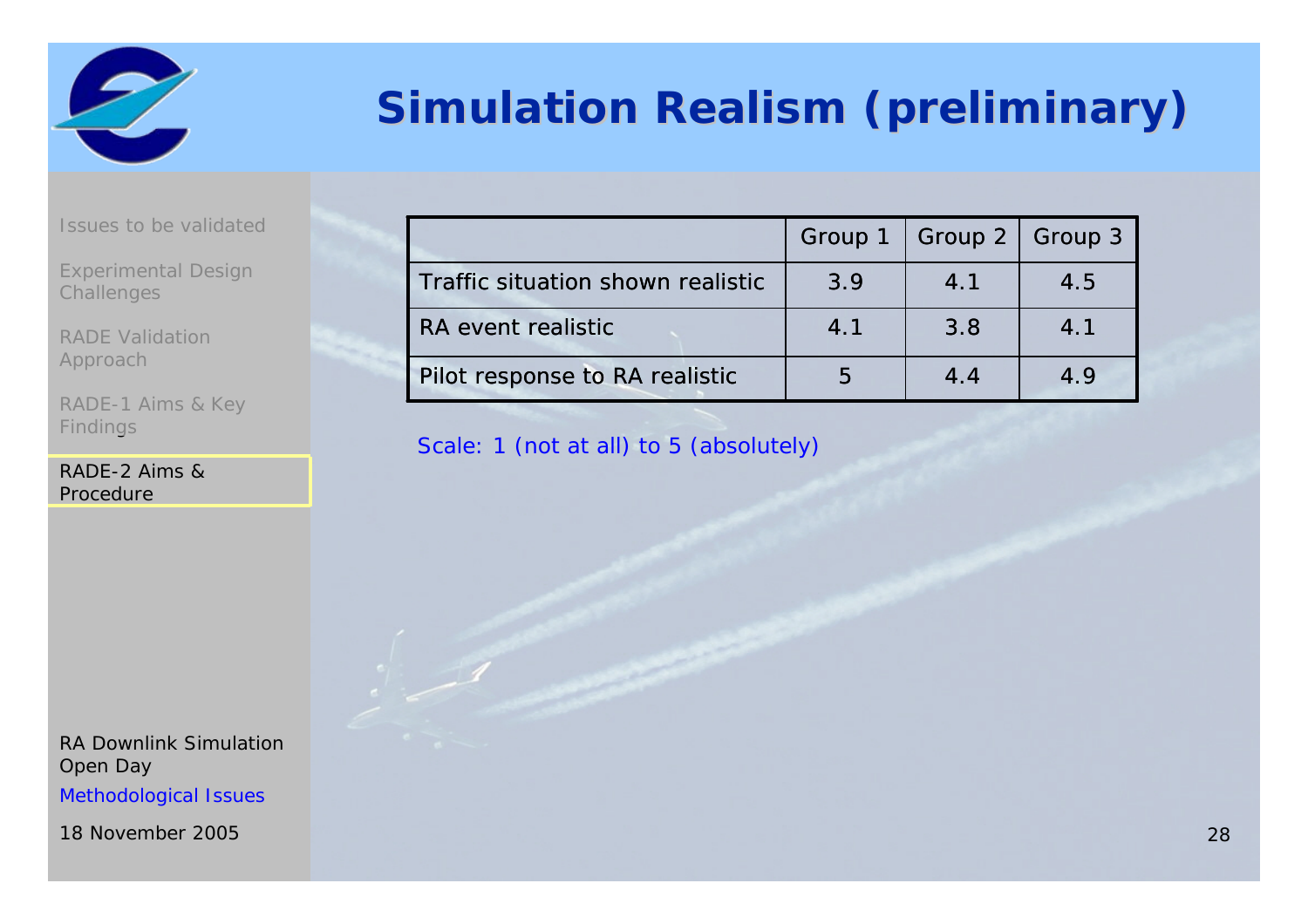# Simulation Realism (preliminary)

Issues to be validated

Experimental Design Challenges

RADE Validation Approach

RADE-1 Aims & Key Findings

RADE-2 Aims & Procedure

| | Group 1 | Group 2 | Group 3 |
|---|---|---|---|
| Traffic situation shown realistic | 3.9 | 4.1 | 4.5 |
| RA event realistic | 4.1 | 3.8 | 4.1 |
| Pilot response to RA realistic | 5 | 4.4 | 4.9 |

Scale: 1 (not at all) to 5 (absolutely)

RA Downlink Simulation Open Day

Methodological Issues

18 November 2005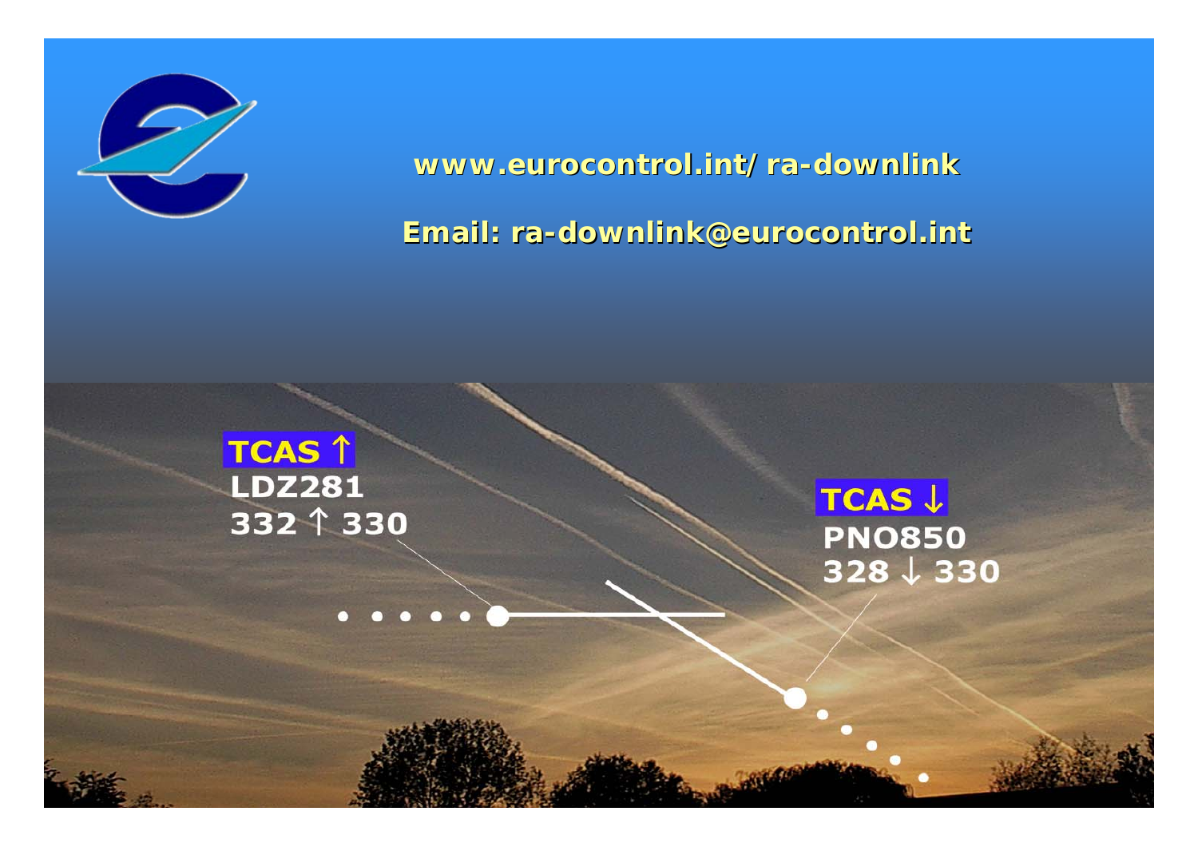www.eurocontrol.int/ ra-downlink

Email: ra-downlink@eurocontrol.int

TCAS ↑

LDZ281

332 ↑ 330

TCAS ↓

PNO850

328 ↓ 330